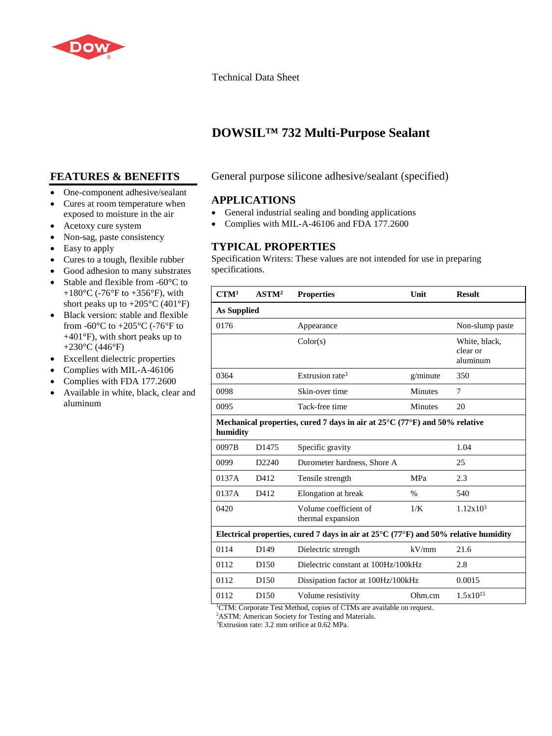Technical Data Sheet

# DOWSIL™ 732 Multi-Purpose Sealant

General purpose silicone adhesive/sealant (specified)

## FEATURES & BENEFITS

- One-component adhesive/sealant
- Cures at room temperature when exposed to moisture in the air
- Acetoxy cure system
- Non-sag, paste consistency
- Easy to apply
- Cures to a tough, flexible rubber
- Good adhesion to many substrates
- Stable and flexible from -60°C to +180°C (-76°F to +356°F), with short peaks up to +205°C (401°F)
- Black version: stable and flexible from -60°C to +205°C (-76°F to +401°F), with short peaks up to +230°C (446°F)
- Excellent dielectric properties
- Complies with MIL-A-46106
- Complies with FDA 177.2600
- Available in white, black, clear and aluminum

## APPLICATIONS

- General industrial sealing and bonding applications
- Complies with MIL-A-46106 and FDA 177.2600

## TYPICAL PROPERTIES

Specification Writers: These values are not intended for use in preparing specifications.

| CTM[1] | ASTM[2] | Properties | Unit | Result |
|---|---|---|---|---|
| **As Supplied** | | | | |
| 0176 | | Appearance | | Non-slump paste |
| | | Color(s) | | White, black, clear or aluminum |
| 0364 | | Extrusion rate[3] | g/minute | 350 |
| 0098 | | Skin-over time | Minutes | 7 |
| 0095 | | Tack-free time | Minutes | 20 |
| **Mechanical properties, cured 7 days in air at 25°C (77°F) and 50% relative humidity** | | | | |
| 0097B | D1475 | Specific gravity | | 1.04 |
| 0099 | D2240 | Durometer hardness, Shore A | | 25 |
| 0137A | D412 | Tensile strength | MPa | 2.3 |
| 0137A | D412 | Elongation at break | % | 540 |
| 0420 | | Volume coefficient of thermal expansion | 1/K | $1.12 \times 10^{3}$ |
| **Electrical properties, cured 7 days in air at 25°C (77°F) and 50% relative humidity** | | | | |
| 0114 | D149 | Dielectric strength | kV/mm | 21.6 |
| 0112 | D150 | Dielectric constant at 100Hz/100kHz | | 2.8 |
| 0112 | D150 | Dissipation factor at 100Hz/100kHz | | 0.0015 |
| 0112 | D150 | Volume resistivity | Ohm.cm | $1.5 \times 10^{15}$ |

[1]CTM: Corporate Test Method, copies of CTMs are available on request.
[2]ASTM: American Society for Testing and Materials.
[3]Extrusion rate: 3.2 mm orifice at 0.62 MPa.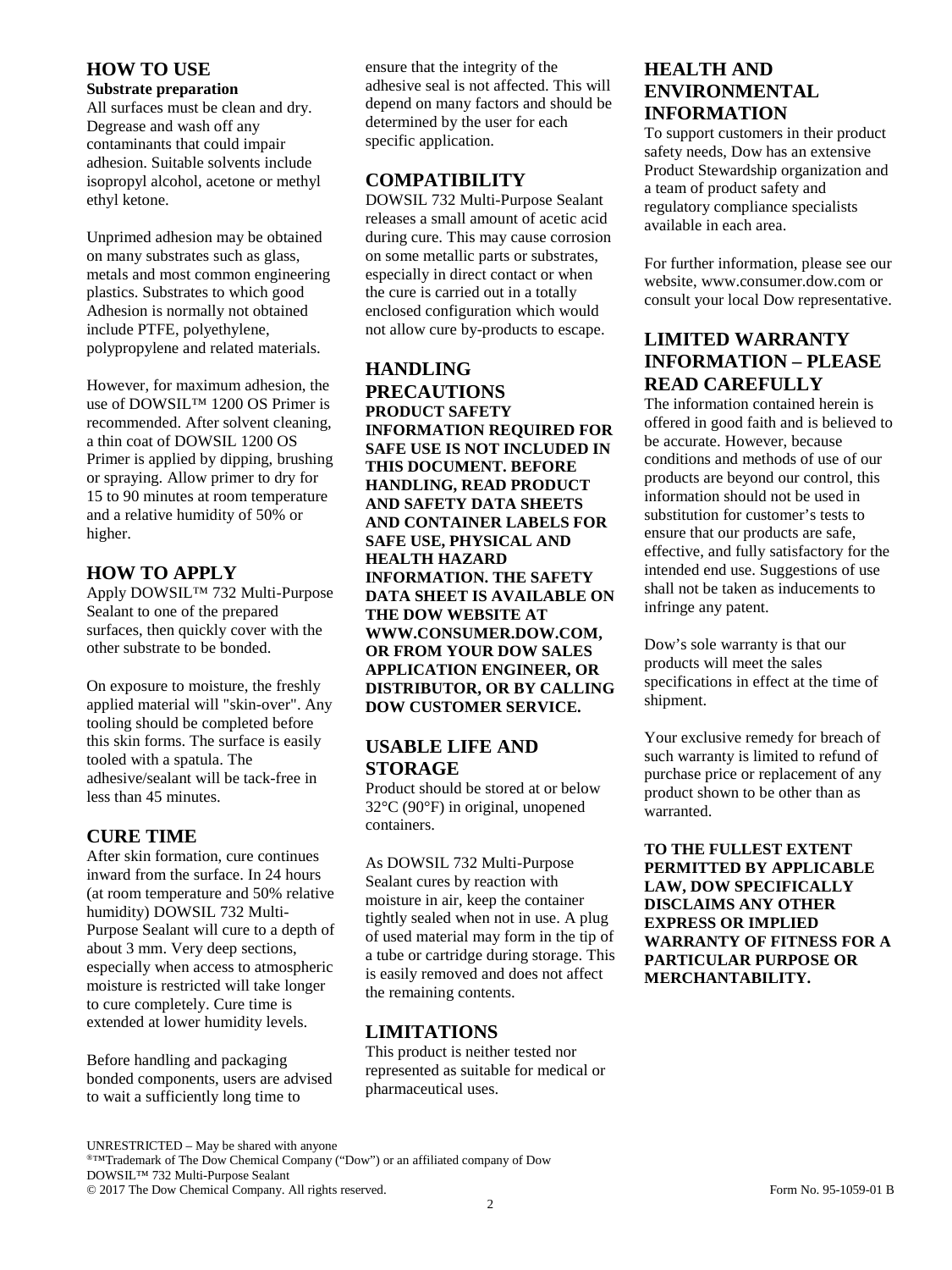## HOW TO USE

**Substrate preparation**

All surfaces must be clean and dry. Degrease and wash off any contaminants that could impair adhesion. Suitable solvents include isopropyl alcohol, acetone or methyl ethyl ketone.

Unprimed adhesion may be obtained on many substrates such as glass, metals and most common engineering plastics. Substrates to which good Adhesion is normally not obtained include PTFE, polyethylene, polypropylene and related materials.

However, for maximum adhesion, the use of DOWSIL™ 1200 OS Primer is recommended. After solvent cleaning, a thin coat of DOWSIL 1200 OS Primer is applied by dipping, brushing or spraying. Allow primer to dry for 15 to 90 minutes at room temperature and a relative humidity of 50% or higher.

## HOW TO APPLY

Apply DOWSIL™ 732 Multi-Purpose Sealant to one of the prepared surfaces, then quickly cover with the other substrate to be bonded.

On exposure to moisture, the freshly applied material will "skin-over". Any tooling should be completed before this skin forms. The surface is easily tooled with a spatula. The adhesive/sealant will be tack-free in less than 45 minutes.

## CURE TIME

After skin formation, cure continues inward from the surface. In 24 hours (at room temperature and 50% relative humidity) DOWSIL 732 Multi-Purpose Sealant will cure to a depth of about 3 mm. Very deep sections, especially when access to atmospheric moisture is restricted will take longer to cure completely. Cure time is extended at lower humidity levels.

Before handling and packaging bonded components, users are advised to wait a sufficiently long time to ensure that the integrity of the adhesive seal is not affected. This will depend on many factors and should be determined by the user for each specific application.

## COMPATIBILITY

DOWSIL 732 Multi-Purpose Sealant releases a small amount of acetic acid during cure. This may cause corrosion on some metallic parts or substrates, especially in direct contact or when the cure is carried out in a totally enclosed configuration which would not allow cure by-products to escape.

## HANDLING PRECAUTIONS

**PRODUCT SAFETY INFORMATION REQUIRED FOR SAFE USE IS NOT INCLUDED IN THIS DOCUMENT. BEFORE HANDLING, READ PRODUCT AND SAFETY DATA SHEETS AND CONTAINER LABELS FOR SAFE USE, PHYSICAL AND HEALTH HAZARD INFORMATION. THE SAFETY DATA SHEET IS AVAILABLE ON THE DOW WEBSITE AT WWW.CONSUMER.DOW.COM, OR FROM YOUR DOW SALES APPLICATION ENGINEER, OR DISTRIBUTOR, OR BY CALLING DOW CUSTOMER SERVICE.**

## USABLE LIFE AND STORAGE

Product should be stored at or below 32°C (90°F) in original, unopened containers.

As DOWSIL 732 Multi-Purpose Sealant cures by reaction with moisture in air, keep the container tightly sealed when not in use. A plug of used material may form in the tip of a tube or cartridge during storage. This is easily removed and does not affect the remaining contents.

## LIMITATIONS

This product is neither tested nor represented as suitable for medical or pharmaceutical uses.

## HEALTH AND ENVIRONMENTAL INFORMATION

To support customers in their product safety needs, Dow has an extensive Product Stewardship organization and a team of product safety and regulatory compliance specialists available in each area.

For further information, please see our website, www.consumer.dow.com or consult your local Dow representative.

## LIMITED WARRANTY INFORMATION – PLEASE READ CAREFULLY

The information contained herein is offered in good faith and is believed to be accurate. However, because conditions and methods of use of our products are beyond our control, this information should not be used in substitution for customer's tests to ensure that our products are safe, effective, and fully satisfactory for the intended end use. Suggestions of use shall not be taken as inducements to infringe any patent.

Dow's sole warranty is that our products will meet the sales specifications in effect at the time of shipment.

Your exclusive remedy for breach of such warranty is limited to refund of purchase price or replacement of any product shown to be other than as warranted.

**TO THE FULLEST EXTENT PERMITTED BY APPLICABLE LAW, DOW SPECIFICALLY DISCLAIMS ANY OTHER EXPRESS OR IMPLIED WARRANTY OF FITNESS FOR A PARTICULAR PURPOSE OR MERCHANTABILITY.**

UNRESTRICTED – May be shared with anyone
®™Trademark of The Dow Chemical Company ("Dow") or an affiliated company of Dow
DOWSIL™ 732 Multi-Purpose Sealant
© 2017 The Dow Chemical Company. All rights reserved. Form No. 95-1059-01 B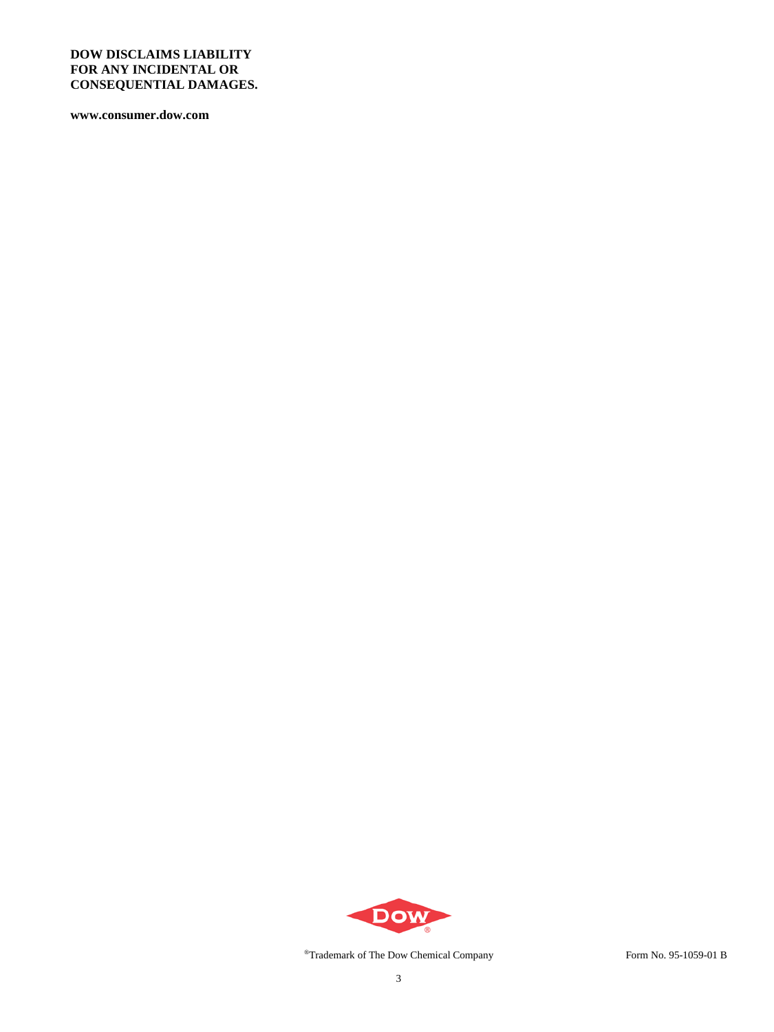**DOW DISCLAIMS LIABILITY FOR ANY INCIDENTAL OR CONSEQUENTIAL DAMAGES.**

**www.consumer.dow.com**

®Trademark of The Dow Chemical Company

Form No. 95-1059-01 B